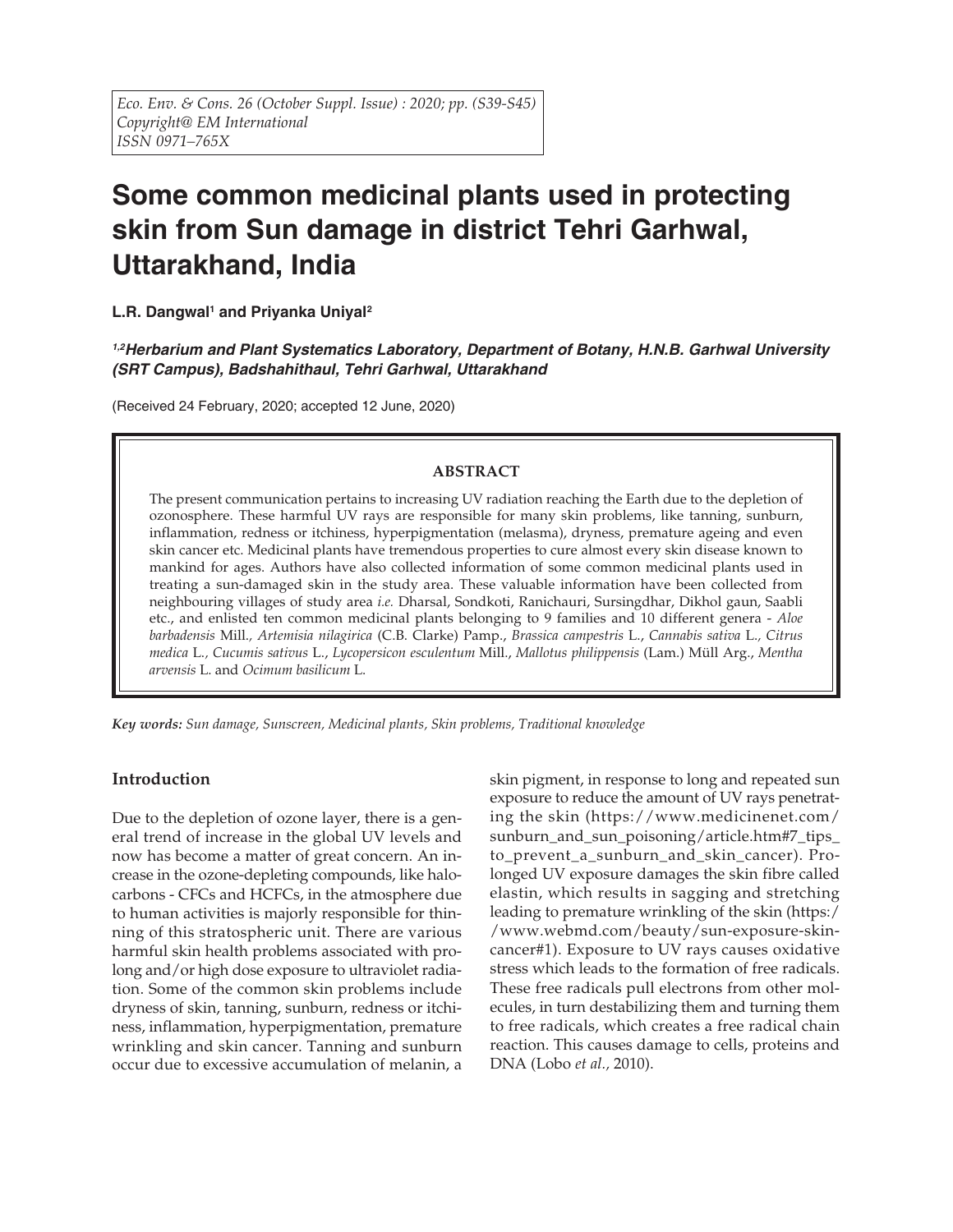# Some common medicinal plants used in protecting skin from Sun damage in district Tehri Garhwal, Uttarakhand, India

**L.R. Dangwal[1] and Priyanka Uniyal[2]**

***[1,2]Herbarium and Plant Systematics Laboratory, Department of Botany, H.N.B. Garhwal University (SRT Campus), Badshahithaul, Tehri Garhwal, Uttarakhand***

(Received 24 February, 2020; accepted 12 June, 2020)

## ABSTRACT

The present communication pertains to increasing UV radiation reaching the Earth due to the depletion of ozonosphere. These harmful UV rays are responsible for many skin problems, like tanning, sunburn, inflammation, redness or itchiness, hyperpigmentation (melasma), dryness, premature ageing and even skin cancer etc. Medicinal plants have tremendous properties to cure almost every skin disease known to mankind for ages. Authors have also collected information of some common medicinal plants used in treating a sun-damaged skin in the study area. These valuable information have been collected from neighbouring villages of study area *i.e.* Dharsal, Sondkoti, Ranichauri, Sursingdhar, Dikhol gaun, Saabli etc., and enlisted ten common medicinal plants belonging to 9 families and 10 different genera - *Aloe barbadensis* Mill., *Artemisia nilagirica* (C.B. Clarke) Pamp., *Brassica campestris* L., *Cannabis sativa* L., *Citrus medica* L., *Cucumis sativus* L., *Lycopersicon esculentum* Mill., *Mallotus philippensis* (Lam.) Müll Arg., *Mentha arvensis* L. and *Ocimum basilicum* L.

***Key words:** Sun damage, Sunscreen, Medicinal plants, Skin problems, Traditional knowledge*

## Introduction

Due to the depletion of ozone layer, there is a general trend of increase in the global UV levels and now has become a matter of great concern. An increase in the ozone-depleting compounds, like halocarbons - CFCs and HCFCs, in the atmosphere due to human activities is majorly responsible for thinning of this stratospheric unit. There are various harmful skin health problems associated with prolong and/or high dose exposure to ultraviolet radiation. Some of the common skin problems include dryness of skin, tanning, sunburn, redness or itchiness, inflammation, hyperpigmentation, premature wrinkling and skin cancer. Tanning and sunburn occur due to excessive accumulation of melanin, a skin pigment, in response to long and repeated sun exposure to reduce the amount of UV rays penetrating the skin (https://www.medicinenet.com/sunburn_and_sun_poisoning/article.htm#7_tips_to_prevent_a_sunburn_and_skin_cancer). Prolonged UV exposure damages the skin fibre called elastin, which results in sagging and stretching leading to premature wrinkling of the skin (https://www.webmd.com/beauty/sun-exposure-skin-cancer#1). Exposure to UV rays causes oxidative stress which leads to the formation of free radicals. These free radicals pull electrons from other molecules, in turn destabilizing them and turning them to free radicals, which creates a free radical chain reaction. This causes damage to cells, proteins and DNA (Lobo *et al.*, 2010).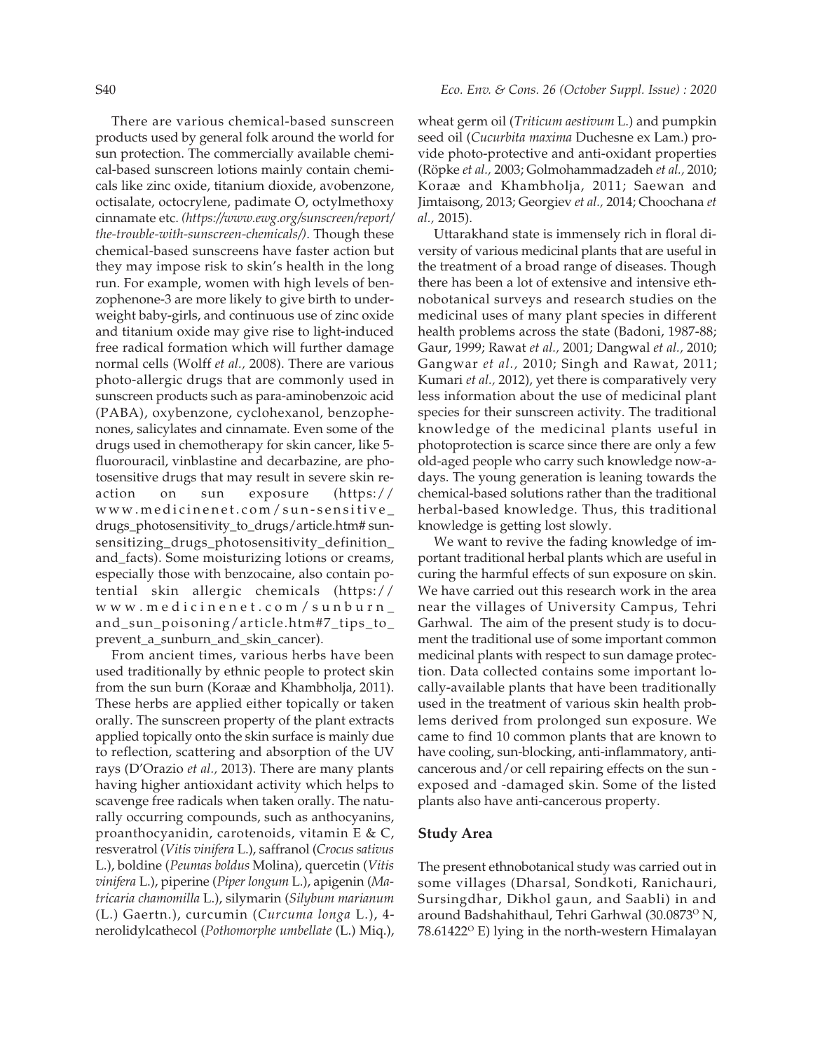There are various chemical-based sunscreen products used by general folk around the world for sun protection. The commercially available chemical-based sunscreen lotions mainly contain chemicals like zinc oxide, titanium dioxide, avobenzone, octisalate, octocrylene, padimate O, octylmethoxy cinnamate etc. *(https://www.ewg.org/sunscreen/report/the-trouble-with-sunscreen-chemicals/)*. Though these chemical-based sunscreens have faster action but they may impose risk to skin's health in the long run. For example, women with high levels of benzophenone-3 are more likely to give birth to underweight baby-girls, and continuous use of zinc oxide and titanium oxide may give rise to light-induced free radical formation which will further damage normal cells (Wolff *et al.,* 2008). There are various photo-allergic drugs that are commonly used in sunscreen products such as para-aminobenzoic acid (PABA), oxybenzone, cyclohexanol, benzophenones, salicylates and cinnamate. Even some of the drugs used in chemotherapy for skin cancer, like 5-fluorouracil, vinblastine and decarbazine, are photosensitive drugs that may result in severe skin reaction on sun exposure (https://www.medicinenet.com/sun-sensitive_drugs_photosensitivity_to_drugs/article.htm#sunsensitizing_drugs_photosensitivity_definition_and_facts). Some moisturizing lotions or creams, especially those with benzocaine, also contain potential skin allergic chemicals (https://www.medicinenet.com/sunburn_and_sun_poisoning/article.htm#7_tips_to_prevent_a_sunburn_and_skin_cancer).

From ancient times, various herbs have been used traditionally by ethnic people to protect skin from the sun burn (Koraæ and Khambholja, 2011). These herbs are applied either topically or taken orally. The sunscreen property of the plant extracts applied topically onto the skin surface is mainly due to reflection, scattering and absorption of the UV rays (D'Orazio *et al.,* 2013). There are many plants having higher antioxidant activity which helps to scavenge free radicals when taken orally. The naturally occurring compounds, such as anthocyanins, proanthocyanidin, carotenoids, vitamin E & C, resveratrol (*Vitis vinifera* L.), saffranol (*Crocus sativus* L.), boldine (*Peumas boldus* Molina), quercetin (*Vitis vinifera* L.), piperine (*Piper longum* L.), apigenin (*Matricaria chamomilla* L.), silymarin (*Silybum marianum* (L.) Gaertn.), curcumin (*Curcuma longa* L.), 4-nerolidylcathecol (*Pothomorphe umbellate* (L.) Miq.), wheat germ oil (*Triticum aestivum* L.) and pumpkin seed oil (*Cucurbita maxima* Duchesne ex Lam.) provide photo-protective and anti-oxidant properties (Röpke *et al.,* 2003; Golmohammadzadeh *et al.,* 2010; Koraæ and Khambholja, 2011; Saewan and Jimtaisong, 2013; Georgiev *et al.,* 2014; Choochana *et al.,* 2015).

Uttarakhand state is immensely rich in floral diversity of various medicinal plants that are useful in the treatment of a broad range of diseases. Though there has been a lot of extensive and intensive ethnobotanical surveys and research studies on the medicinal uses of many plant species in different health problems across the state (Badoni, 1987-88; Gaur, 1999; Rawat *et al.,* 2001; Dangwal *et al.,* 2010; Gangwar *et al.,* 2010; Singh and Rawat, 2011; Kumari *et al.,* 2012), yet there is comparatively very less information about the use of medicinal plant species for their sunscreen activity. The traditional knowledge of the medicinal plants useful in photoprotection is scarce since there are only a few old-aged people who carry such knowledge now-a-days. The young generation is leaning towards the chemical-based solutions rather than the traditional herbal-based knowledge. Thus, this traditional knowledge is getting lost slowly.

We want to revive the fading knowledge of important traditional herbal plants which are useful in curing the harmful effects of sun exposure on skin. We have carried out this research work in the area near the villages of University Campus, Tehri Garhwal. The aim of the present study is to document the traditional use of some important common medicinal plants with respect to sun damage protection. Data collected contains some important locally-available plants that have been traditionally used in the treatment of various skin health problems derived from prolonged sun exposure. We came to find 10 common plants that are known to have cooling, sun-blocking, anti-inflammatory, anticancerous and/or cell repairing effects on the sun -exposed and -damaged skin. Some of the listed plants also have anti-cancerous property.

## Study Area

The present ethnobotanical study was carried out in some villages (Dharsal, Sondkoti, Ranichauri, Sursingdhar, Dikhol gaun, and Saabli) in and around Badshahithaul, Tehri Garhwal (30.0873$^{O}$ N, 78.61422$^{O}$ E) lying in the north-western Himalayan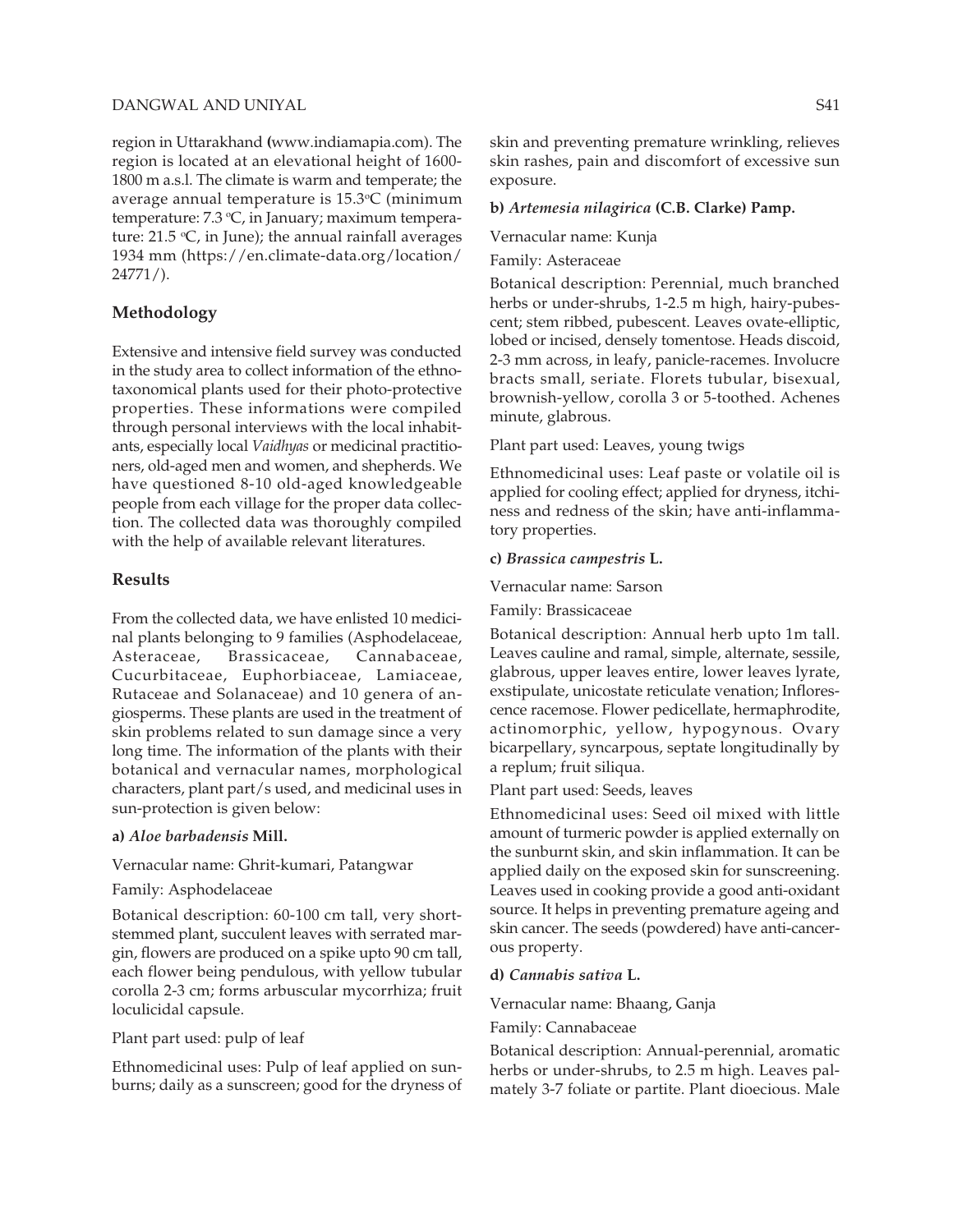region in Uttarakhand (www.indiamapia.com). The region is located at an elevational height of 1600-1800 m a.s.l. The climate is warm and temperate; the average annual temperature is 15.3°C (minimum temperature: 7.3 °C, in January; maximum temperature: 21.5 °C, in June); the annual rainfall averages 1934 mm (https://en.climate-data.org/location/24771/).

## Methodology

Extensive and intensive field survey was conducted in the study area to collect information of the ethno-taxonomical plants used for their photo-protective properties. These informations were compiled through personal interviews with the local inhabitants, especially local *Vaidhyas* or medicinal practitioners, old-aged men and women, and shepherds. We have questioned 8-10 old-aged knowledgeable people from each village for the proper data collection. The collected data was thoroughly compiled with the help of available relevant literatures.

## Results

From the collected data, we have enlisted 10 medicinal plants belonging to 9 families (Asphodelaceae, Asteraceae, Brassicaceae, Cannabaceae, Cucurbitaceae, Euphorbiaceae, Lamiaceae, Rutaceae and Solanaceae) and 10 genera of angiosperms. These plants are used in the treatment of skin problems related to sun damage since a very long time. The information of the plants with their botanical and vernacular names, morphological characters, plant part/s used, and medicinal uses in sun-protection is given below:

**a) *Aloe barbadensis* Mill.**

Vernacular name: Ghrit-kumari, Patangwar

Family: Asphodelaceae

Botanical description: 60-100 cm tall, very short-stemmed plant, succulent leaves with serrated margin, flowers are produced on a spike upto 90 cm tall, each flower being pendulous, with yellow tubular corolla 2-3 cm; forms arbuscular mycorrhiza; fruit loculicidal capsule.

Plant part used: pulp of leaf

Ethnomedicinal uses: Pulp of leaf applied on sunburns; daily as a sunscreen; good for the dryness of skin and preventing premature wrinkling, relieves skin rashes, pain and discomfort of excessive sun exposure.

**b) *Artemesia nilagirica* (C.B. Clarke) Pamp.**

Vernacular name: Kunja

Family: Asteraceae

Botanical description: Perennial, much branched herbs or under-shrubs, 1-2.5 m high, hairy-pubescent; stem ribbed, pubescent. Leaves ovate-elliptic, lobed or incised, densely tomentose. Heads discoid, 2-3 mm across, in leafy, panicle-racemes. Involucre bracts small, seriate. Florets tubular, bisexual, brownish-yellow, corolla 3 or 5-toothed. Achenes minute, glabrous.

Plant part used: Leaves, young twigs

Ethnomedicinal uses: Leaf paste or volatile oil is applied for cooling effect; applied for dryness, itchiness and redness of the skin; have anti-inflammatory properties.

**c) *Brassica campestris* L.**

Vernacular name: Sarson

Family: Brassicaceae

Botanical description: Annual herb upto 1m tall. Leaves cauline and ramal, simple, alternate, sessile, glabrous, upper leaves entire, lower leaves lyrate, exstipulate, unicostate reticulate venation; Inflorescence racemose. Flower pedicellate, hermaphrodite, actinomorphic, yellow, hypogynous. Ovary bicarpellary, syncarpous, septate longitudinally by a replum; fruit siliqua.

Plant part used: Seeds, leaves

Ethnomedicinal uses: Seed oil mixed with little amount of turmeric powder is applied externally on the sunburnt skin, and skin inflammation. It can be applied daily on the exposed skin for sunscreening. Leaves used in cooking provide a good anti-oxidant source. It helps in preventing premature ageing and skin cancer. The seeds (powdered) have anti-cancerous property.

**d) *Cannabis sativa* L.**

Vernacular name: Bhaang, Ganja

Family: Cannabaceae

Botanical description: Annual-perennial, aromatic herbs or under-shrubs, to 2.5 m high. Leaves palmately 3-7 foliate or partite. Plant dioecious. Male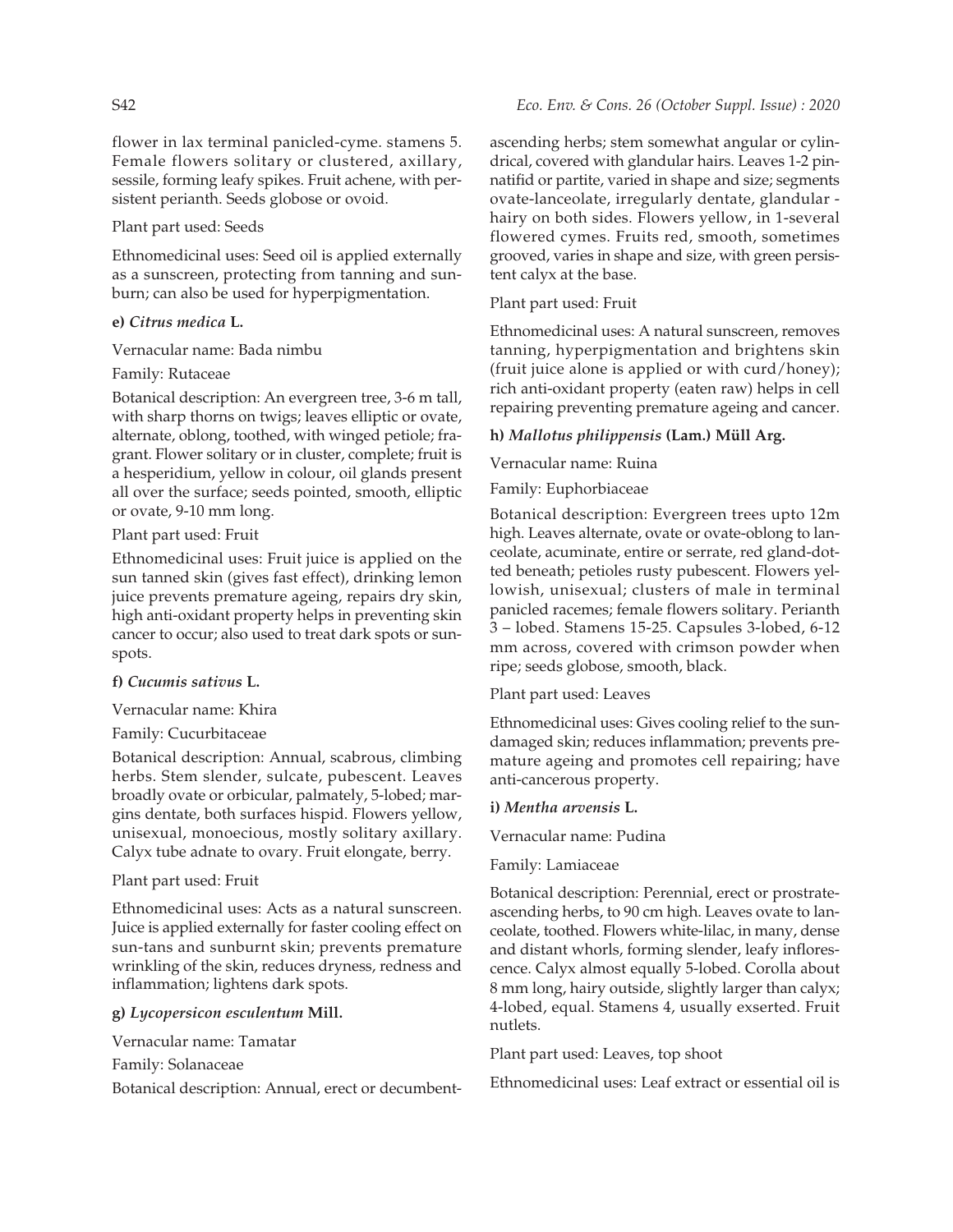flower in lax terminal panicled-cyme. stamens 5. Female flowers solitary or clustered, axillary, sessile, forming leafy spikes. Fruit achene, with persistent perianth. Seeds globose or ovoid.

Plant part used: Seeds

Ethnomedicinal uses: Seed oil is applied externally as a sunscreen, protecting from tanning and sunburn; can also be used for hyperpigmentation.

**e)** ***Citrus medica*** **L.**

Vernacular name: Bada nimbu

Family: Rutaceae

Botanical description: An evergreen tree, 3-6 m tall, with sharp thorns on twigs; leaves elliptic or ovate, alternate, oblong, toothed, with winged petiole; fragrant. Flower solitary or in cluster, complete; fruit is a hesperidium, yellow in colour, oil glands present all over the surface; seeds pointed, smooth, elliptic or ovate, 9-10 mm long.

Plant part used: Fruit

Ethnomedicinal uses: Fruit juice is applied on the sun tanned skin (gives fast effect), drinking lemon juice prevents premature ageing, repairs dry skin, high anti-oxidant property helps in preventing skin cancer to occur; also used to treat dark spots or sunspots.

**f)** ***Cucumis sativus*** **L.**

Vernacular name: Khira

Family: Cucurbitaceae

Botanical description: Annual, scabrous, climbing herbs. Stem slender, sulcate, pubescent. Leaves broadly ovate or orbicular, palmately, 5-lobed; margins dentate, both surfaces hispid. Flowers yellow, unisexual, monoecious, mostly solitary axillary. Calyx tube adnate to ovary. Fruit elongate, berry.

Plant part used: Fruit

Ethnomedicinal uses: Acts as a natural sunscreen. Juice is applied externally for faster cooling effect on sun-tans and sunburnt skin; prevents premature wrinkling of the skin, reduces dryness, redness and inflammation; lightens dark spots.

**g)** ***Lycopersicon esculentum*** **Mill.**

Vernacular name: Tamatar

Family: Solanaceae

Botanical description: Annual, erect or decumbent-ascending herbs; stem somewhat angular or cylindrical, covered with glandular hairs. Leaves 1-2 pinnatifid or partite, varied in shape and size; segments ovate-lanceolate, irregularly dentate, glandular - hairy on both sides. Flowers yellow, in 1-several flowered cymes. Fruits red, smooth, sometimes grooved, varies in shape and size, with green persistent calyx at the base.

Plant part used: Fruit

Ethnomedicinal uses: A natural sunscreen, removes tanning, hyperpigmentation and brightens skin (fruit juice alone is applied or with curd/honey); rich anti-oxidant property (eaten raw) helps in cell repairing preventing premature ageing and cancer.

**h)** ***Mallotus philippensis*** **(Lam.) Müll Arg.**

Vernacular name: Ruina

Family: Euphorbiaceae

Botanical description: Evergreen trees upto 12m high. Leaves alternate, ovate or ovate-oblong to lanceolate, acuminate, entire or serrate, red gland-dotted beneath; petioles rusty pubescent. Flowers yellowish, unisexual; clusters of male in terminal panicled racemes; female flowers solitary. Perianth 3 – lobed. Stamens 15-25. Capsules 3-lobed, 6-12 mm across, covered with crimson powder when ripe; seeds globose, smooth, black.

Plant part used: Leaves

Ethnomedicinal uses: Gives cooling relief to the sun-damaged skin; reduces inflammation; prevents premature ageing and promotes cell repairing; have anti-cancerous property.

**i)** ***Mentha arvensis*** **L.**

Vernacular name: Pudina

Family: Lamiaceae

Botanical description: Perennial, erect or prostrate-ascending herbs, to 90 cm high. Leaves ovate to lanceolate, toothed. Flowers white-lilac, in many, dense and distant whorls, forming slender, leafy inflorescence. Calyx almost equally 5-lobed. Corolla about 8 mm long, hairy outside, slightly larger than calyx; 4-lobed, equal. Stamens 4, usually exserted. Fruit nutlets.

Plant part used: Leaves, top shoot

Ethnomedicinal uses: Leaf extract or essential oil is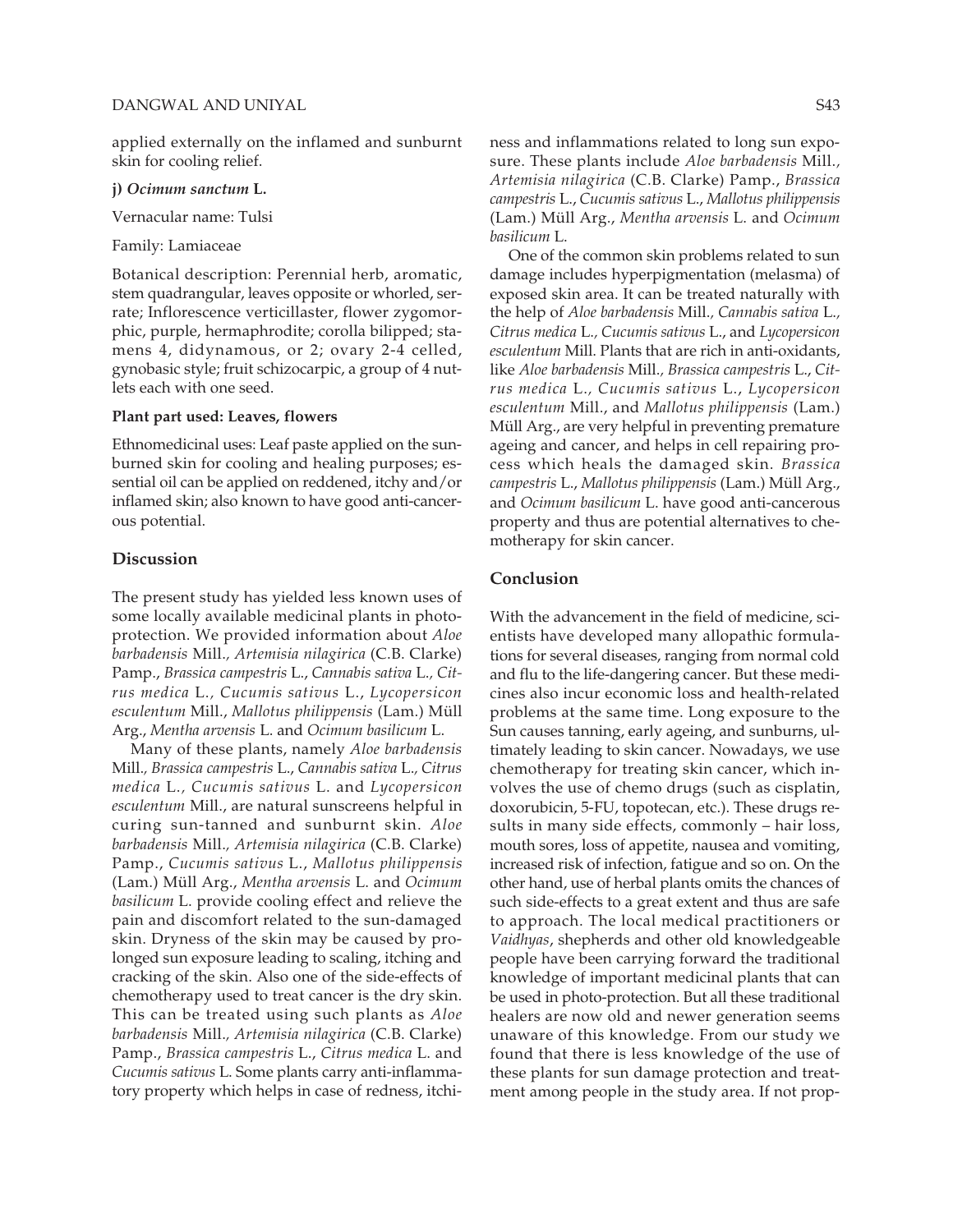applied externally on the inflamed and sunburnt skin for cooling relief.

**j) *Ocimum sanctum* L.**

Vernacular name: Tulsi

Family: Lamiaceae

Botanical description: Perennial herb, aromatic, stem quadrangular, leaves opposite or whorled, serrate; Inflorescence verticillaster, flower zygomorphic, purple, hermaphrodite; corolla bilipped; stamens 4, didynamous, or 2; ovary 2-4 celled, gynobasic style; fruit schizocarpic, a group of 4 nutlets each with one seed.

**Plant part used: Leaves, flowers**

Ethnomedicinal uses: Leaf paste applied on the sunburned skin for cooling and healing purposes; essential oil can be applied on reddened, itchy and/or inflamed skin; also known to have good anti-cancerous potential.

## Discussion

The present study has yielded less known uses of some locally available medicinal plants in photo-protection. We provided information about *Aloe barbadensis* Mill., *Artemisia nilagirica* (C.B. Clarke) Pamp., *Brassica campestris* L., *Cannabis sativa* L., *Citrus medica* L., *Cucumis sativus* L., *Lycopersicon esculentum* Mill., *Mallotus philippensis* (Lam.) Müll Arg., *Mentha arvensis* L. and *Ocimum basilicum* L.

Many of these plants, namely *Aloe barbadensis* Mill., *Brassica campestris* L., *Cannabis sativa* L., *Citrus medica* L., *Cucumis sativus* L. and *Lycopersicon esculentum* Mill., are natural sunscreens helpful in curing sun-tanned and sunburnt skin. *Aloe barbadensis* Mill., *Artemisia nilagirica* (C.B. Clarke) Pamp., *Cucumis sativus* L., *Mallotus philippensis* (Lam.) Müll Arg., *Mentha arvensis* L. and *Ocimum basilicum* L. provide cooling effect and relieve the pain and discomfort related to the sun-damaged skin. Dryness of the skin may be caused by prolonged sun exposure leading to scaling, itching and cracking of the skin. Also one of the side-effects of chemotherapy used to treat cancer is the dry skin. This can be treated using such plants as *Aloe barbadensis* Mill., *Artemisia nilagirica* (C.B. Clarke) Pamp., *Brassica campestris* L., *Citrus medica* L. and *Cucumis sativus* L. Some plants carry anti-inflammatory property which helps in case of redness, itchiness and inflammations related to long sun exposure. These plants include *Aloe barbadensis* Mill., *Artemisia nilagirica* (C.B. Clarke) Pamp., *Brassica campestris* L., *Cucumis sativus* L., *Mallotus philippensis* (Lam.) Müll Arg., *Mentha arvensis* L. and *Ocimum basilicum* L.

One of the common skin problems related to sun damage includes hyperpigmentation (melasma) of exposed skin area. It can be treated naturally with the help of *Aloe barbadensis* Mill., *Cannabis sativa* L., *Citrus medica* L., *Cucumis sativus* L., and *Lycopersicon esculentum* Mill. Plants that are rich in anti-oxidants, like *Aloe barbadensis* Mill., *Brassica campestris* L., *Citrus medica* L., *Cucumis sativus* L., *Lycopersicon esculentum* Mill., and *Mallotus philippensis* (Lam.) Müll Arg., are very helpful in preventing premature ageing and cancer, and helps in cell repairing process which heals the damaged skin. *Brassica campestris* L., *Mallotus philippensis* (Lam.) Müll Arg., and *Ocimum basilicum* L. have good anti-cancerous property and thus are potential alternatives to chemotherapy for skin cancer.

## Conclusion

With the advancement in the field of medicine, scientists have developed many allopathic formulations for several diseases, ranging from normal cold and flu to the life-dangering cancer. But these medicines also incur economic loss and health-related problems at the same time. Long exposure to the Sun causes tanning, early ageing, and sunburns, ultimately leading to skin cancer. Nowadays, we use chemotherapy for treating skin cancer, which involves the use of chemo drugs (such as cisplatin, doxorubicin, 5-FU, topotecan, etc.). These drugs results in many side effects, commonly – hair loss, mouth sores, loss of appetite, nausea and vomiting, increased risk of infection, fatigue and so on. On the other hand, use of herbal plants omits the chances of such side-effects to a great extent and thus are safe to approach. The local medical practitioners or *Vaidhyas*, shepherds and other old knowledgeable people have been carrying forward the traditional knowledge of important medicinal plants that can be used in photo-protection. But all these traditional healers are now old and newer generation seems unaware of this knowledge. From our study we found that there is less knowledge of the use of these plants for sun damage protection and treatment among people in the study area. If not prop-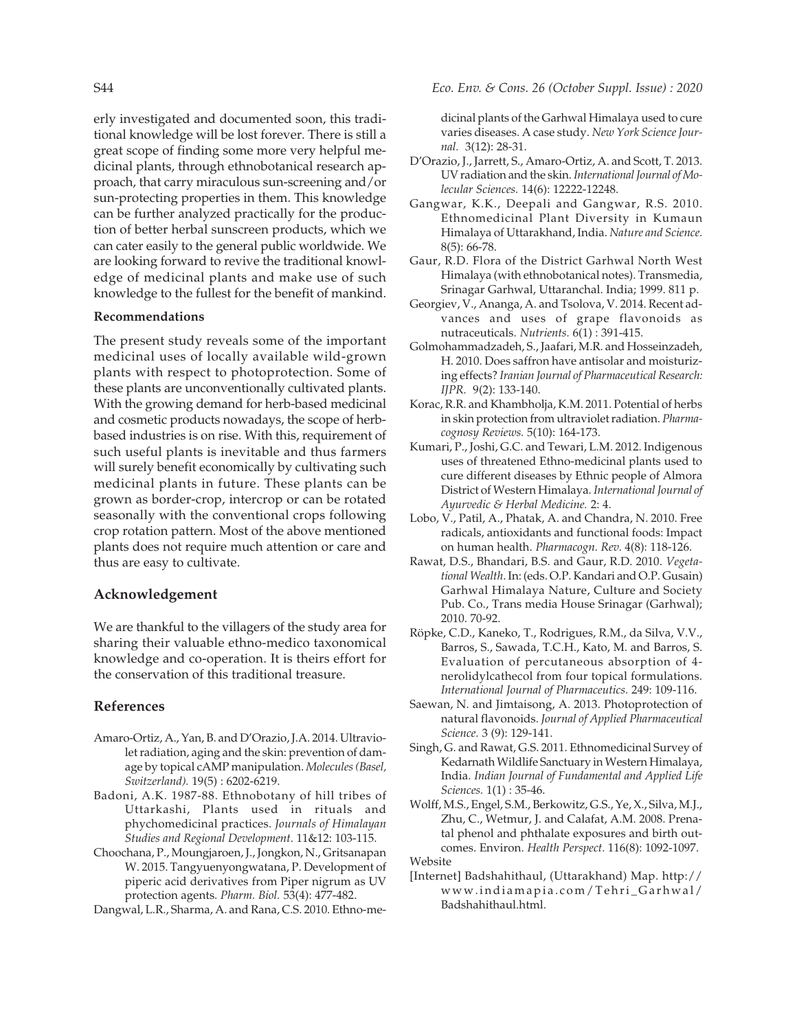erly investigated and documented soon, this traditional knowledge will be lost forever. There is still a great scope of finding some more very helpful medicinal plants, through ethnobotanical research approach, that carry miraculous sun-screening and/or sun-protecting properties in them. This knowledge can be further analyzed practically for the production of better herbal sunscreen products, which we can cater easily to the general public worldwide. We are looking forward to revive the traditional knowledge of medicinal plants and make use of such knowledge to the fullest for the benefit of mankind.

**Recommendations**

The present study reveals some of the important medicinal uses of locally available wild-grown plants with respect to photoprotection. Some of these plants are unconventionally cultivated plants. With the growing demand for herb-based medicinal and cosmetic products nowadays, the scope of herb-based industries is on rise. With this, requirement of such useful plants is inevitable and thus farmers will surely benefit economically by cultivating such medicinal plants in future. These plants can be grown as border-crop, intercrop or can be rotated seasonally with the conventional crops following crop rotation pattern. Most of the above mentioned plants does not require much attention or care and thus are easy to cultivate.

## Acknowledgement

We are thankful to the villagers of the study area for sharing their valuable ethno-medico taxonomical knowledge and co-operation. It is theirs effort for the conservation of this traditional treasure.

## References

Amaro-Ortiz, A., Yan, B. and D'Orazio, J.A. 2014. Ultraviolet radiation, aging and the skin: prevention of damage by topical cAMP manipulation. *Molecules (Basel, Switzerland).* 19(5) : 6202-6219.

Badoni, A.K. 1987-88. Ethnobotany of hill tribes of Uttarkashi, Plants used in rituals and phychomedicinal practices. *Journals of Himalayan Studies and Regional Development.* 11&12: 103-115.

Choochana, P., Moungjaroen, J., Jongkon, N., Gritsanapan W. 2015. Tangyuenyongwatana, P. Development of piperic acid derivatives from Piper nigrum as UV protection agents. *Pharm. Biol.* 53(4): 477-482.

Dangwal, L.R., Sharma, A. and Rana, C.S. 2010. Ethno-medicinal plants of the Garhwal Himalaya used to cure varies diseases. A case study. *New York Science Journal.* 3(12): 28-31.

D'Orazio, J., Jarrett, S., Amaro-Ortiz, A. and Scott, T. 2013. UV radiation and the skin. *International Journal of Molecular Sciences.* 14(6): 12222-12248.

Gangwar, K.K., Deepali and Gangwar, R.S. 2010. Ethnomedicinal Plant Diversity in Kumaun Himalaya of Uttarakhand, India. *Nature and Science.* 8(5): 66-78.

Gaur, R.D. Flora of the District Garhwal North West Himalaya (with ethnobotanical notes). Transmedia, Srinagar Garhwal, Uttaranchal. India; 1999. 811 p.

Georgiev, V., Ananga, A. and Tsolova, V. 2014. Recent advances and uses of grape flavonoids as nutraceuticals. *Nutrients.* 6(1) : 391-415.

Golmohammadzadeh, S., Jaafari, M.R. and Hosseinzadeh, H. 2010. Does saffron have antisolar and moisturizing effects? *Iranian Journal of Pharmaceutical Research: IJPR.* 9(2): 133-140.

Korac, R.R. and Khambholja, K.M. 2011. Potential of herbs in skin protection from ultraviolet radiation. *Pharmacognosy Reviews.* 5(10): 164-173.

Kumari, P., Joshi, G.C. and Tewari, L.M. 2012. Indigenous uses of threatened Ethno-medicinal plants used to cure different diseases by Ethnic people of Almora District of Western Himalaya. *International Journal of Ayurvedic & Herbal Medicine.* 2: 4.

Lobo, V., Patil, A., Phatak, A. and Chandra, N. 2010. Free radicals, antioxidants and functional foods: Impact on human health. *Pharmacogn. Rev.* 4(8): 118-126.

Rawat, D.S., Bhandari, B.S. and Gaur, R.D. 2010. *Vegetational Wealth.* In: (eds. O.P. Kandari and O.P. Gusain) Garhwal Himalaya Nature, Culture and Society Pub. Co., Trans media House Srinagar (Garhwal); 2010. 70-92.

Röpke, C.D., Kaneko, T., Rodrigues, R.M., da Silva, V.V., Barros, S., Sawada, T.C.H., Kato, M. and Barros, S. Evaluation of percutaneous absorption of 4-nerolidylcathecol from four topical formulations. *International Journal of Pharmaceutics.* 249: 109-116.

Saewan, N. and Jimtaisong, A. 2013. Photoprotection of natural flavonoids. *Journal of Applied Pharmaceutical Science.* 3 (9): 129-141.

Singh, G. and Rawat, G.S. 2011. Ethnomedicinal Survey of Kedarnath Wildlife Sanctuary in Western Himalaya, India. *Indian Journal of Fundamental and Applied Life Sciences.* 1(1) : 35-46.

Wolff, M.S., Engel, S.M., Berkowitz, G.S., Ye, X., Silva, M.J., Zhu, C., Wetmur, J. and Calafat, A.M. 2008. Prenatal phenol and phthalate exposures and birth outcomes. Environ. *Health Perspect.* 116(8): 1092-1097.

Website

[Internet] Badshahithaul, (Uttarakhand) Map. http://www.indiamapia.com/Tehri_Garhwal/Badshahithaul.html.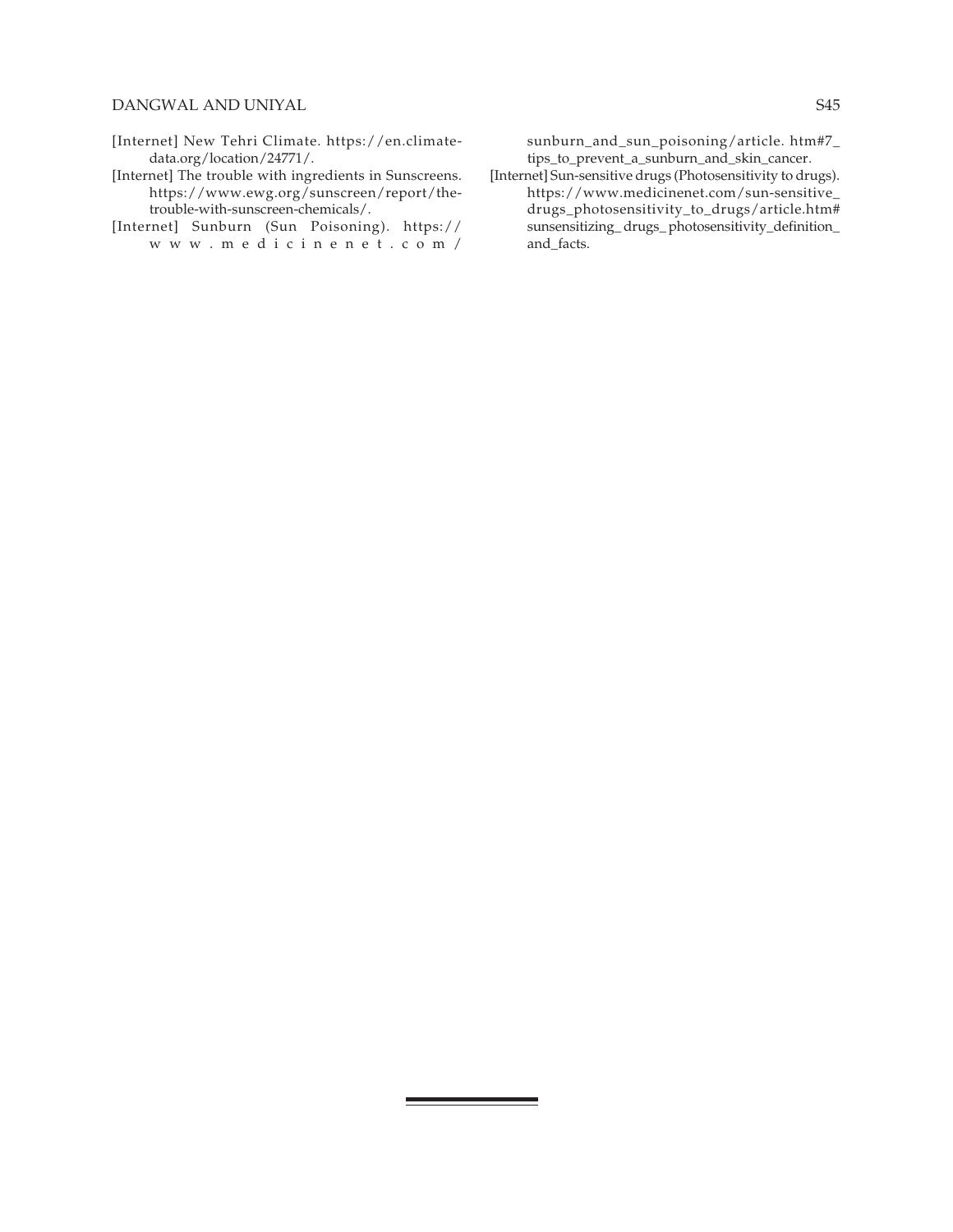[Internet] New Tehri Climate. https://en.climate-data.org/location/24771/.

[Internet] The trouble with ingredients in Sunscreens. https://www.ewg.org/sunscreen/report/the-trouble-with-sunscreen-chemicals/.

[Internet] Sunburn (Sun Poisoning). https://www.medicinenet.com/sunburn_and_sun_poisoning/article. htm#7_tips_to_prevent_a_sunburn_and_skin_cancer.

[Internet] Sun-sensitive drugs (Photosensitivity to drugs). https://www.medicinenet.com/sun-sensitive_drugs_photosensitivity_to_drugs/article.htm#sunsensitizing_ drugs_ photosensitivity_definition_and_facts.